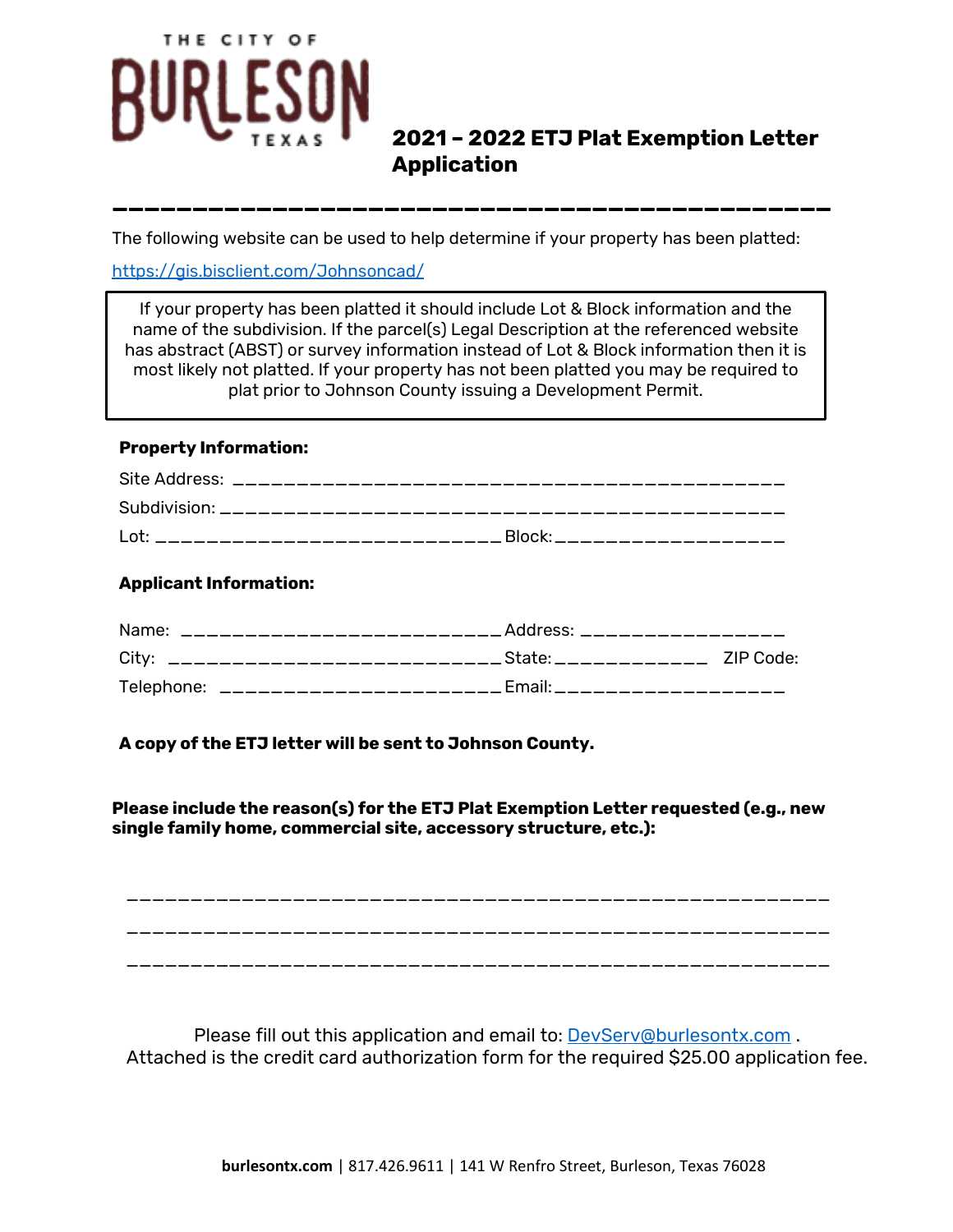THE CITY OF BURLESON TEXAS

# 2021 – 2022 ETJ Plat Exemption Letter Application

The following website can be used to help determine if your property has been platted:

https://gis.bisclient.com/Johnsoncad/

> If your property has been platted it should include Lot & Block information and the name of the subdivision. If the parcel(s) Legal Description at the referenced website has abstract (ABST) or survey information instead of Lot & Block information then it is most likely not platted. If your property has not been platted you may be required to plat prior to Johnson County issuing a Development Permit.

**Property Information:**

Site Address: ______________________________________________

Subdivision: ______________________________________________

Lot: _____________________________ Block: ___________________

**Applicant Information:**

Name: ___________________________ Address: ________________

City: ____________________________ State: _____________ ZIP Code:

Telephone: ________________________ Email: ___________________

**A copy of the ETJ letter will be sent to Johnson County.**

**Please include the reason(s) for the ETJ Plat Exemption Letter requested (e.g., new single family home, commercial site, accessory structure, etc.):**

___________________________________________________________

___________________________________________________________

___________________________________________________________

Please fill out this application and email to: DevServ@burlesontx.com .
Attached is the credit card authorization form for the required $25.00 application fee.

**burlesontx.com** | 817.426.9611 | 141 W Renfro Street, Burleson, Texas 76028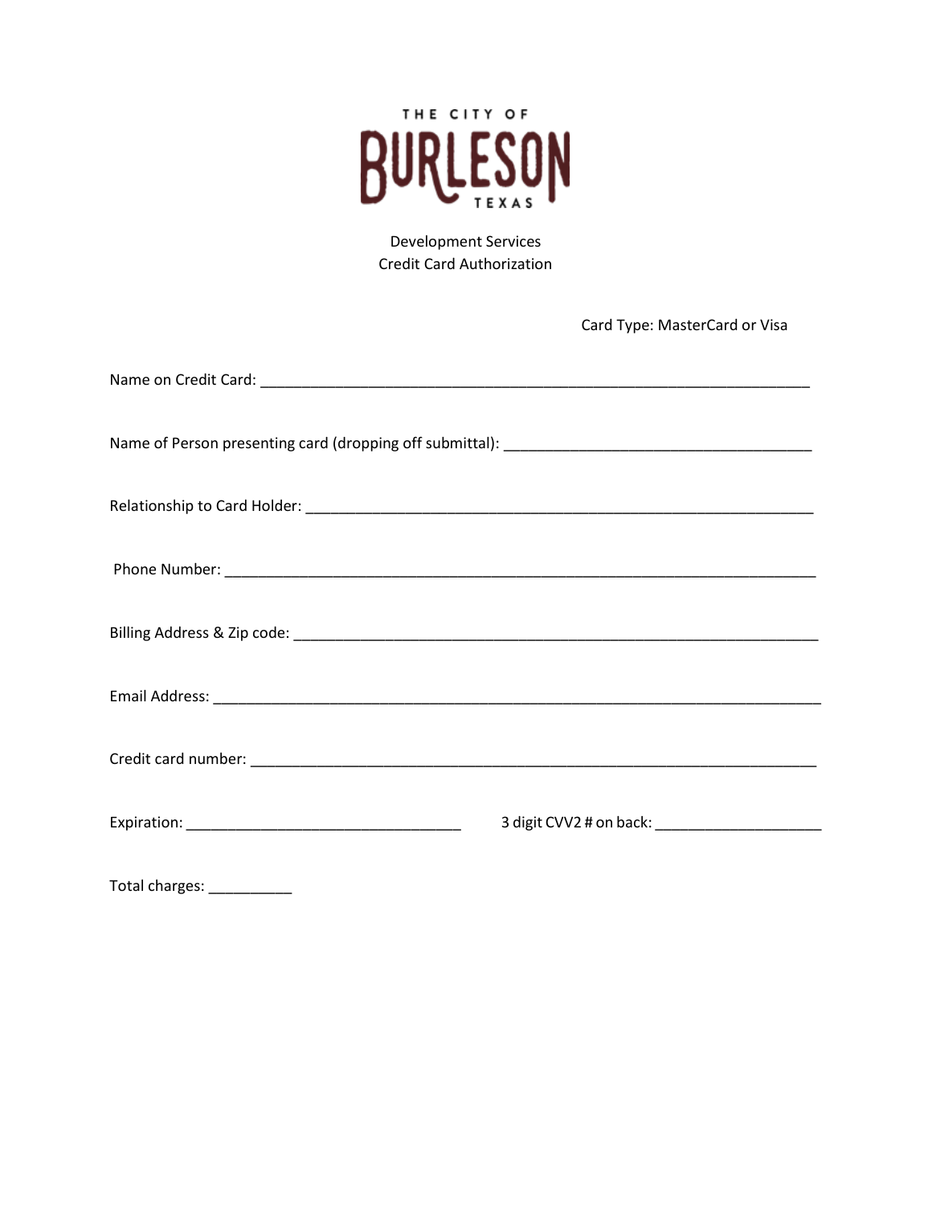THE CITY OF

# BURLESON

TEXAS

Development Services
Credit Card Authorization

Card Type: MasterCard or Visa

Name on Credit Card: ______________________________________________________________

Name of Person presenting card (dropping off submittal): ___________________________________

Relationship to Card Holder: __________________________________________________________

Phone Number: _____________________________________________________________________

Billing Address & Zip code: ___________________________________________________________

Email Address: _____________________________________________________________________

Credit card number: ________________________________________________________________

Expiration: _______________________________ 3 digit CVV2 # on back: ___________________

Total charges: __________